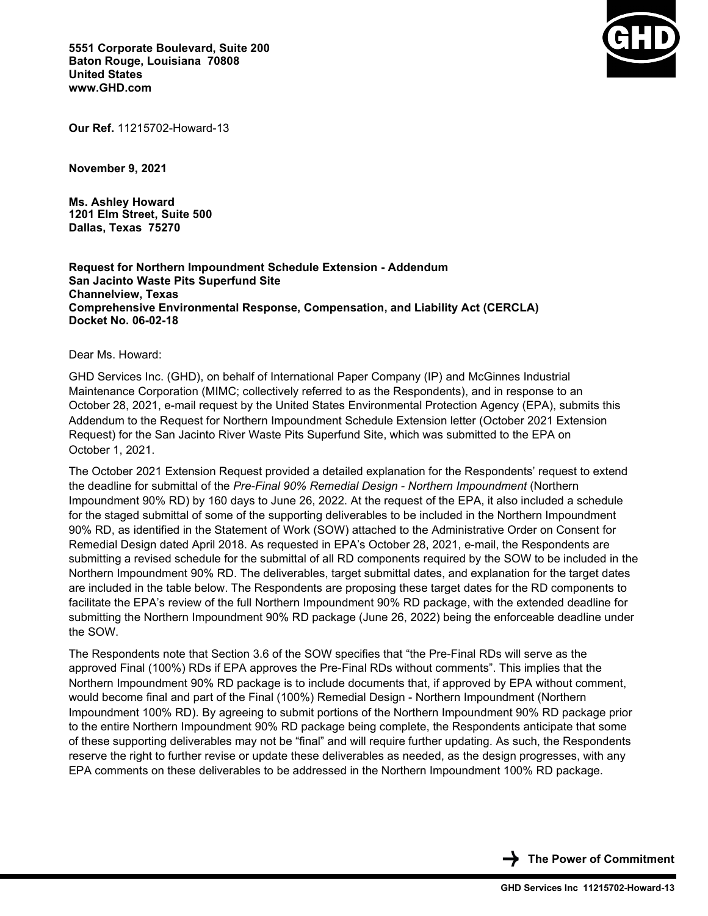**5551 Corporate Boulevard, Suite 200**
**Baton Rouge, Louisiana 70808**
**United States**
**www.GHD.com**

**Our Ref.** 11215702-Howard-13

**November 9, 2021**

**Ms. Ashley Howard**
**1201 Elm Street, Suite 500**
**Dallas, Texas 75270**

**Request for Northern Impoundment Schedule Extension - Addendum**
**San Jacinto Waste Pits Superfund Site**
**Channelview, Texas**
**Comprehensive Environmental Response, Compensation, and Liability Act (CERCLA)**
**Docket No. 06-02-18**

Dear Ms. Howard:

GHD Services Inc. (GHD), on behalf of International Paper Company (IP) and McGinnes Industrial Maintenance Corporation (MIMC; collectively referred to as the Respondents), and in response to an October 28, 2021, e-mail request by the United States Environmental Protection Agency (EPA), submits this Addendum to the Request for Northern Impoundment Schedule Extension letter (October 2021 Extension Request) for the San Jacinto River Waste Pits Superfund Site, which was submitted to the EPA on October 1, 2021.

The October 2021 Extension Request provided a detailed explanation for the Respondents' request to extend the deadline for submittal of the *Pre-Final 90% Remedial Design - Northern Impoundment* (Northern Impoundment 90% RD) by 160 days to June 26, 2022. At the request of the EPA, it also included a schedule for the staged submittal of some of the supporting deliverables to be included in the Northern Impoundment 90% RD, as identified in the Statement of Work (SOW) attached to the Administrative Order on Consent for Remedial Design dated April 2018. As requested in EPA's October 28, 2021, e-mail, the Respondents are submitting a revised schedule for the submittal of all RD components required by the SOW to be included in the Northern Impoundment 90% RD. The deliverables, target submittal dates, and explanation for the target dates are included in the table below. The Respondents are proposing these target dates for the RD components to facilitate the EPA's review of the full Northern Impoundment 90% RD package, with the extended deadline for submitting the Northern Impoundment 90% RD package (June 26, 2022) being the enforceable deadline under the SOW.

The Respondents note that Section 3.6 of the SOW specifies that "the Pre-Final RDs will serve as the approved Final (100%) RDs if EPA approves the Pre-Final RDs without comments". This implies that the Northern Impoundment 90% RD package is to include documents that, if approved by EPA without comment, would become final and part of the Final (100%) Remedial Design - Northern Impoundment (Northern Impoundment 100% RD). By agreeing to submit portions of the Northern Impoundment 90% RD package prior to the entire Northern Impoundment 90% RD package being complete, the Respondents anticipate that some of these supporting deliverables may not be "final" and will require further updating. As such, the Respondents reserve the right to further revise or update these deliverables as needed, as the design progresses, with any EPA comments on these deliverables to be addressed in the Northern Impoundment 100% RD package.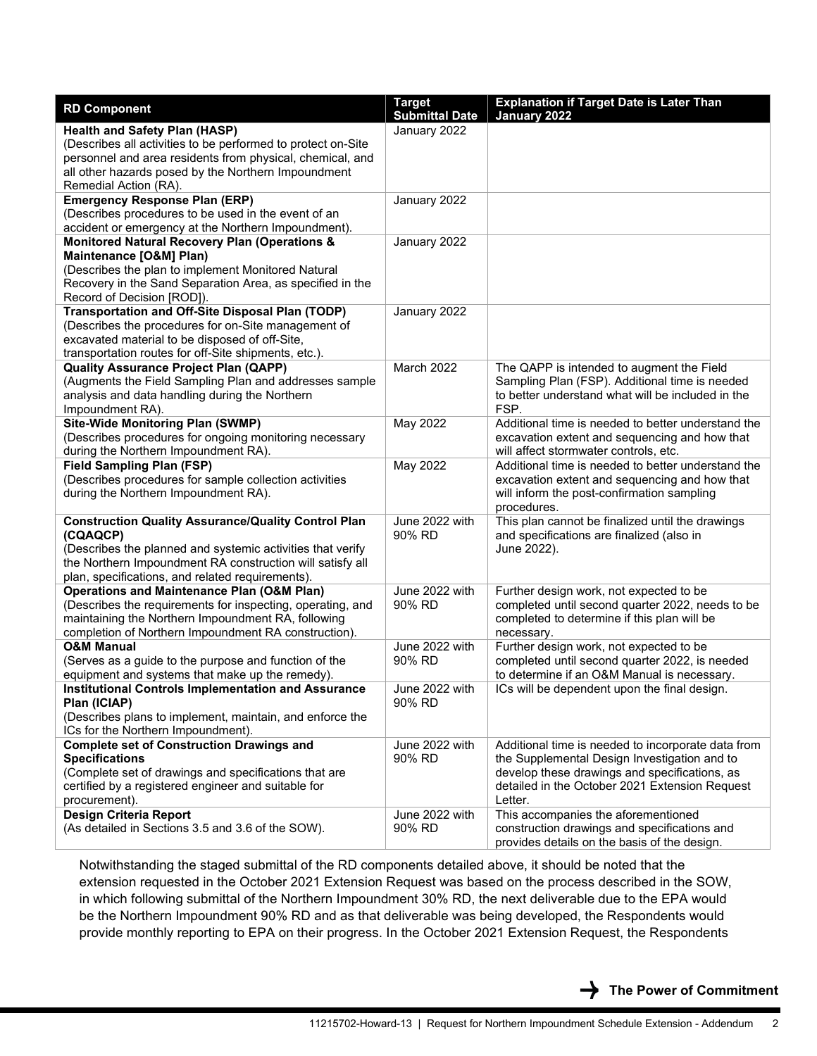| RD Component | Target Submittal Date | Explanation if Target Date is Later Than January 2022 |
| --- | --- | --- |
| **Health and Safety Plan (HASP)** (Describes all activities to be performed to protect on-Site personnel and area residents from physical, chemical, and all other hazards posed by the Northern Impoundment Remedial Action (RA). | January 2022 | |
| **Emergency Response Plan (ERP)** (Describes procedures to be used in the event of an accident or emergency at the Northern Impoundment). | January 2022 | |
| **Monitored Natural Recovery Plan (Operations & Maintenance [O&M] Plan)** (Describes the plan to implement Monitored Natural Recovery in the Sand Separation Area, as specified in the Record of Decision [ROD]). | January 2022 | |
| **Transportation and Off-Site Disposal Plan (TODP)** (Describes the procedures for on-Site management of excavated material to be disposed of off-Site, transportation routes for off-Site shipments, etc.). | January 2022 | |
| **Quality Assurance Project Plan (QAPP)** (Augments the Field Sampling Plan and addresses sample analysis and data handling during the Northern Impoundment RA). | March 2022 | The QAPP is intended to augment the Field Sampling Plan (FSP). Additional time is needed to better understand what will be included in the FSP. |
| **Site-Wide Monitoring Plan (SWMP)** (Describes procedures for ongoing monitoring necessary during the Northern Impoundment RA). | May 2022 | Additional time is needed to better understand the excavation extent and sequencing and how that will affect stormwater controls, etc. |
| **Field Sampling Plan (FSP)** (Describes procedures for sample collection activities during the Northern Impoundment RA). | May 2022 | Additional time is needed to better understand the excavation extent and sequencing and how that will inform the post-confirmation sampling procedures. |
| **Construction Quality Assurance/Quality Control Plan (CQAQCP)** (Describes the planned and systemic activities that verify the Northern Impoundment RA construction will satisfy all plan, specifications, and related requirements). | June 2022 with 90% RD | This plan cannot be finalized until the drawings and specifications are finalized (also in June 2022). |
| **Operations and Maintenance Plan (O&M Plan)** (Describes the requirements for inspecting, operating, and maintaining the Northern Impoundment RA, following completion of Northern Impoundment RA construction). | June 2022 with 90% RD | Further design work, not expected to be completed until second quarter 2022, needs to be completed to determine if this plan will be necessary. |
| **O&M Manual** (Serves as a guide to the purpose and function of the equipment and systems that make up the remedy). | June 2022 with 90% RD | Further design work, not expected to be completed until second quarter 2022, is needed to determine if an O&M Manual is necessary. |
| **Institutional Controls Implementation and Assurance Plan (ICIAP)** (Describes plans to implement, maintain, and enforce the ICs for the Northern Impoundment). | June 2022 with 90% RD | ICs will be dependent upon the final design. |
| **Complete set of Construction Drawings and Specifications** (Complete set of drawings and specifications that are certified by a registered engineer and suitable for procurement). | June 2022 with 90% RD | Additional time is needed to incorporate data from the Supplemental Design Investigation and to develop these drawings and specifications, as detailed in the October 2021 Extension Request Letter. |
| **Design Criteria Report** (As detailed in Sections 3.5 and 3.6 of the SOW). | June 2022 with 90% RD | This accompanies the aforementioned construction drawings and specifications and provides details on the basis of the design. |

Notwithstanding the staged submittal of the RD components detailed above, it should be noted that the extension requested in the October 2021 Extension Request was based on the process described in the SOW, in which following submittal of the Northern Impoundment 30% RD, the next deliverable due to the EPA would be the Northern Impoundment 90% RD and as that deliverable was being developed, the Respondents would provide monthly reporting to EPA on their progress. In the October 2021 Extension Request, the Respondents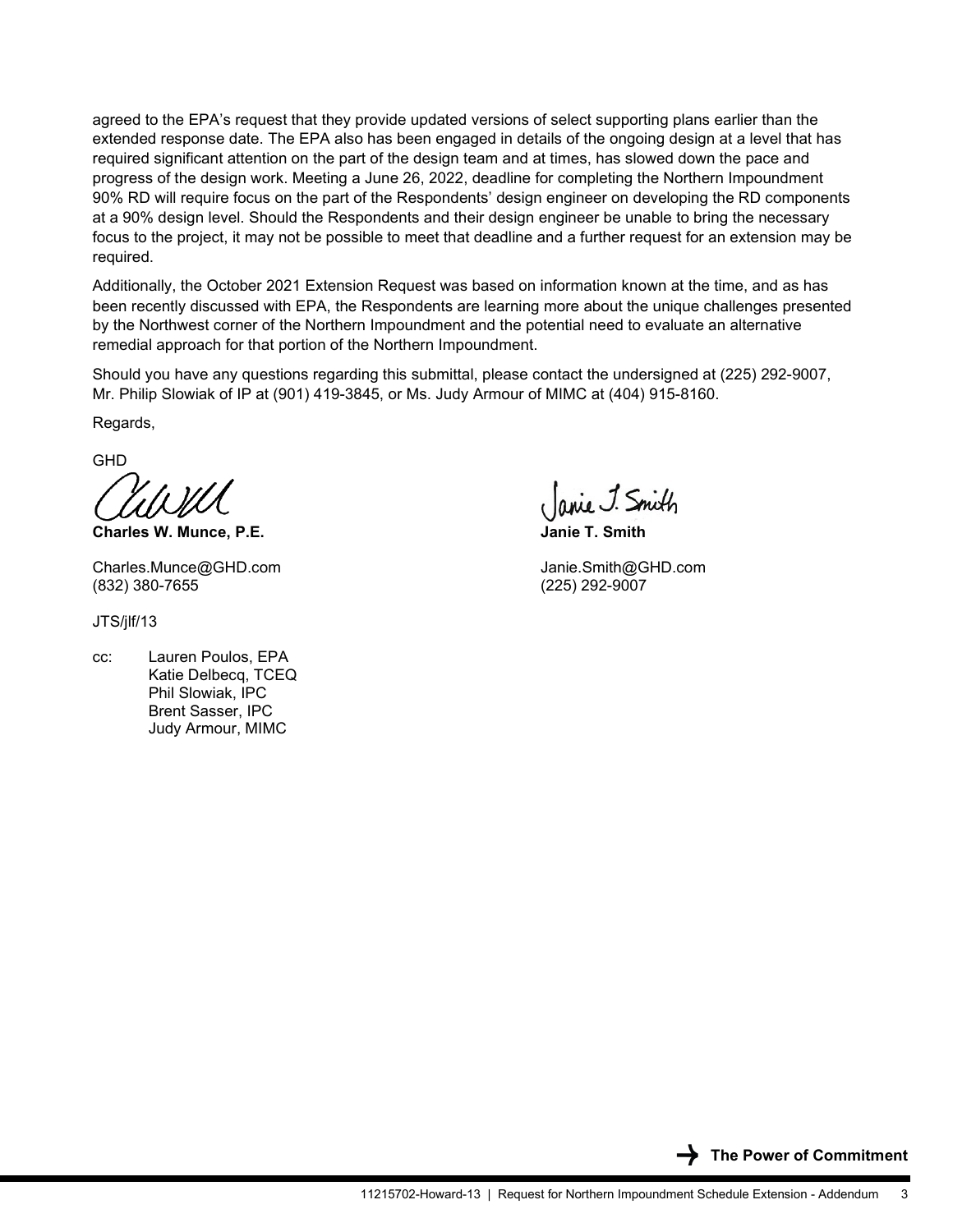agreed to the EPA's request that they provide updated versions of select supporting plans earlier than the extended response date. The EPA also has been engaged in details of the ongoing design at a level that has required significant attention on the part of the design team and at times, has slowed down the pace and progress of the design work. Meeting a June 26, 2022, deadline for completing the Northern Impoundment 90% RD will require focus on the part of the Respondents' design engineer on developing the RD components at a 90% design level. Should the Respondents and their design engineer be unable to bring the necessary focus to the project, it may not be possible to meet that deadline and a further request for an extension may be required.

Additionally, the October 2021 Extension Request was based on information known at the time, and as has been recently discussed with EPA, the Respondents are learning more about the unique challenges presented by the Northwest corner of the Northern Impoundment and the potential need to evaluate an alternative remedial approach for that portion of the Northern Impoundment.

Should you have any questions regarding this submittal, please contact the undersigned at (225) 292-9007, Mr. Philip Slowiak of IP at (901) 419-3845, or Ms. Judy Armour of MIMC at (404) 915-8160.

Regards,

GHD

**Charles W. Munce, P.E.**

Charles.Munce@GHD.com
(832) 380-7655

**Janie T. Smith**

Janie.Smith@GHD.com
(225) 292-9007

JTS/jlf/13

cc: Lauren Poulos, EPA
Katie Delbecq, TCEQ
Phil Slowiak, IPC
Brent Sasser, IPC
Judy Armour, MIMC